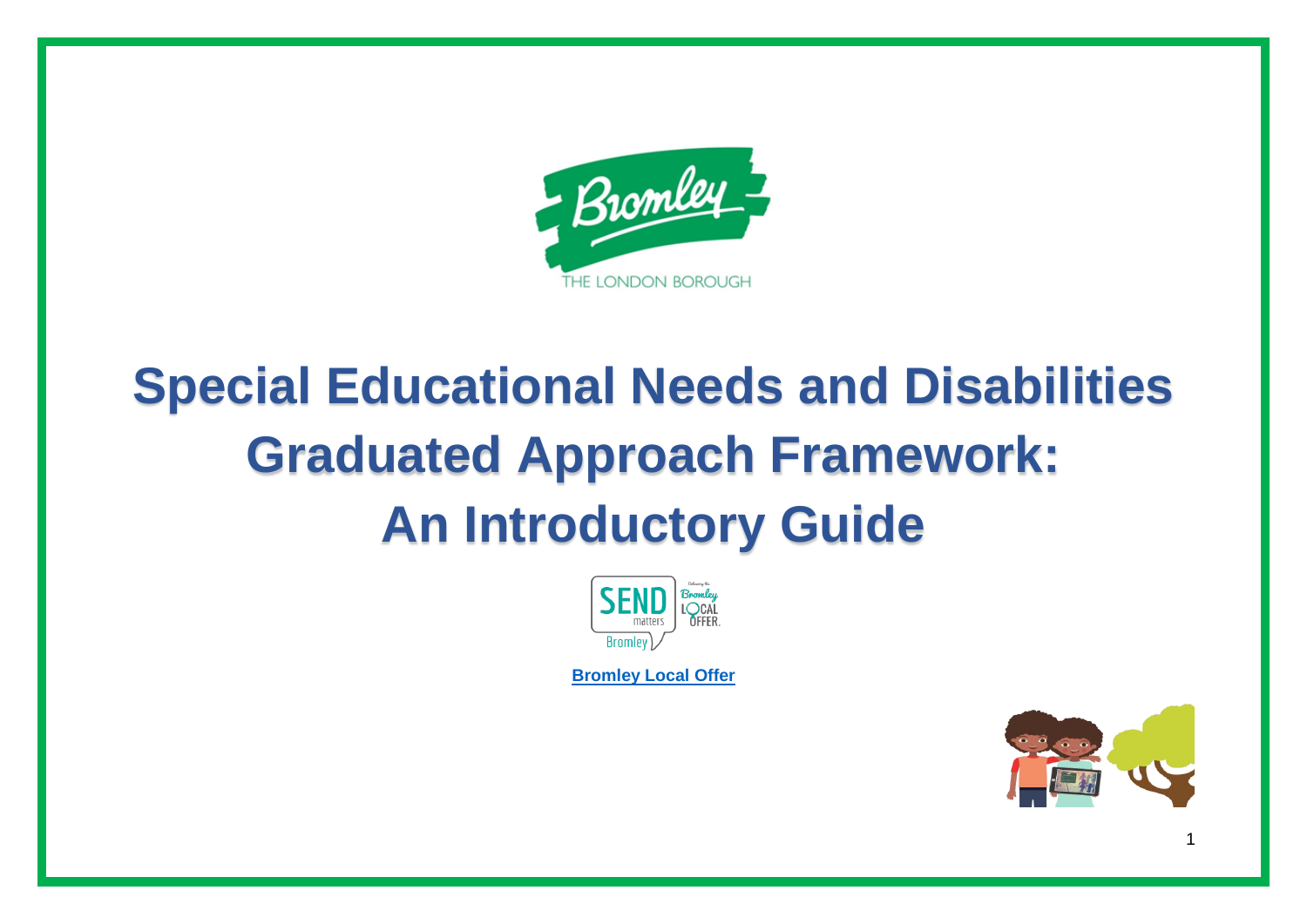# Special Educational Needs and Disabilities Graduated Approach Framework: An Introductory Guide

**Bromley Local Offer**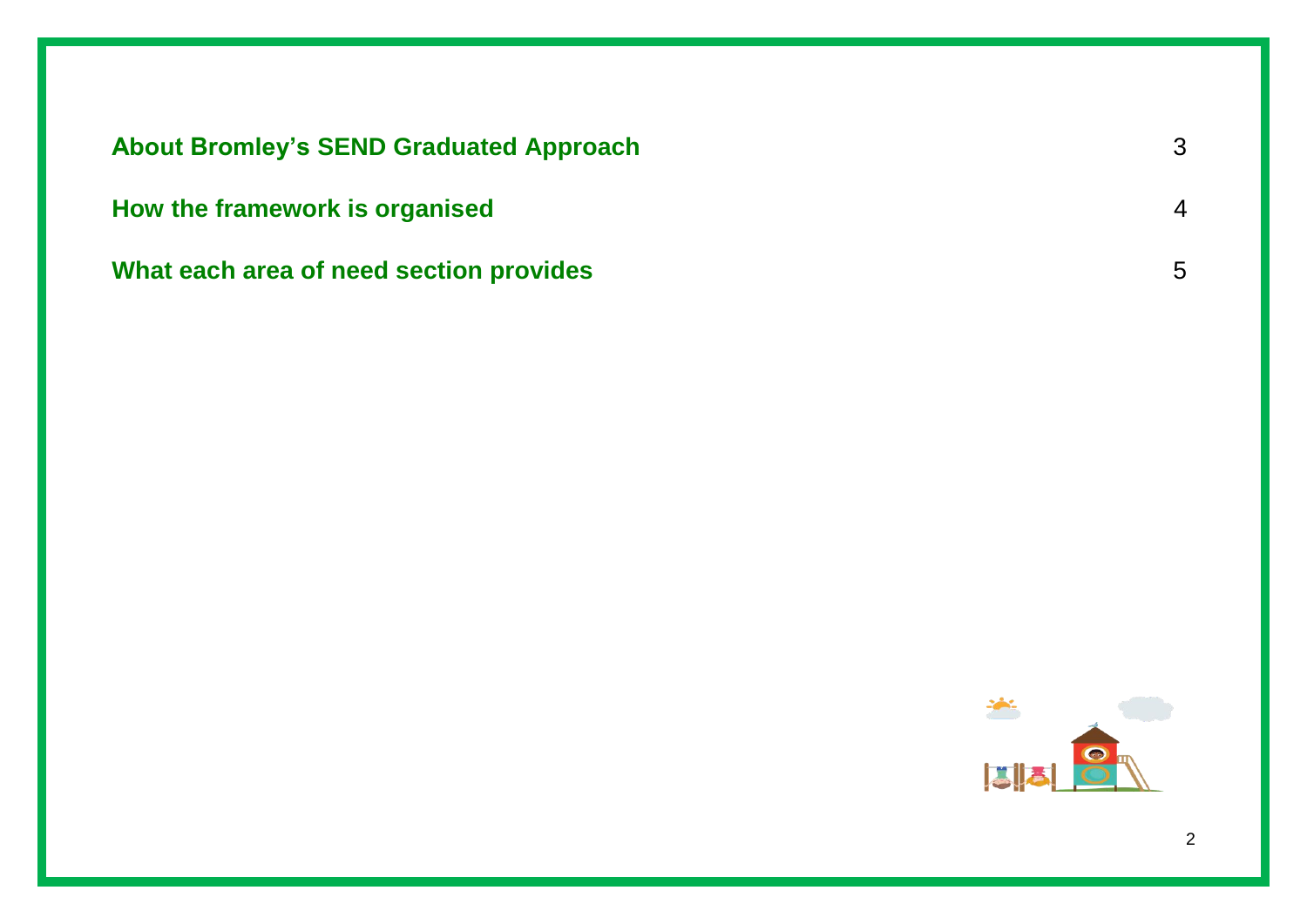| | |
|---|---|
| **About Bromley's SEND Graduated Approach** | 3 |
| **How the framework is organised** | 4 |
| **What each area of need section provides** | 5 |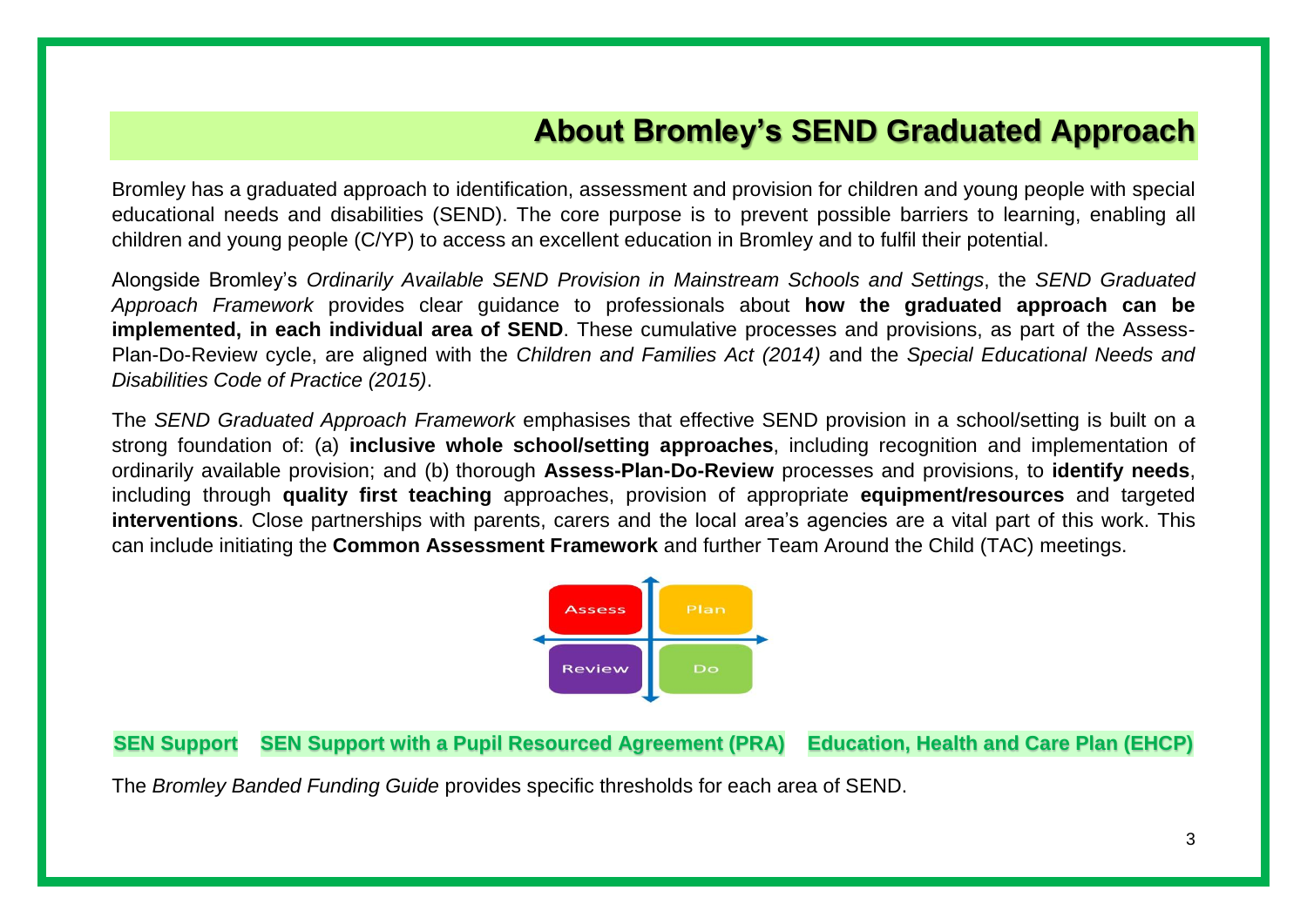# About Bromley's SEND Graduated Approach

Bromley has a graduated approach to identification, assessment and provision for children and young people with special educational needs and disabilities (SEND). The core purpose is to prevent possible barriers to learning, enabling all children and young people (C/YP) to access an excellent education in Bromley and to fulfil their potential.

Alongside Bromley's *Ordinarily Available SEND Provision in Mainstream Schools and Settings*, the *SEND Graduated Approach Framework* provides clear guidance to professionals about **how the graduated approach can be implemented, in each individual area of SEND**. These cumulative processes and provisions, as part of the Assess-Plan-Do-Review cycle, are aligned with the *Children and Families Act (2014)* and the *Special Educational Needs and Disabilities Code of Practice (2015)*.

The *SEND Graduated Approach Framework* emphasises that effective SEND provision in a school/setting is built on a strong foundation of: (a) **inclusive whole school/setting approaches**, including recognition and implementation of ordinarily available provision; and (b) thorough **Assess-Plan-Do-Review** processes and provisions, to **identify needs**, including through **quality first teaching** approaches, provision of appropriate **equipment/resources** and targeted **interventions**. Close partnerships with parents, carers and the local area's agencies are a vital part of this work. This can include initiating the **Common Assessment Framework** and further Team Around the Child (TAC) meetings.

Assess | Plan
Review | Do

**SEN Support** **SEN Support with a Pupil Resourced Agreement (PRA)** **Education, Health and Care Plan (EHCP)**

The *Bromley Banded Funding Guide* provides specific thresholds for each area of SEND.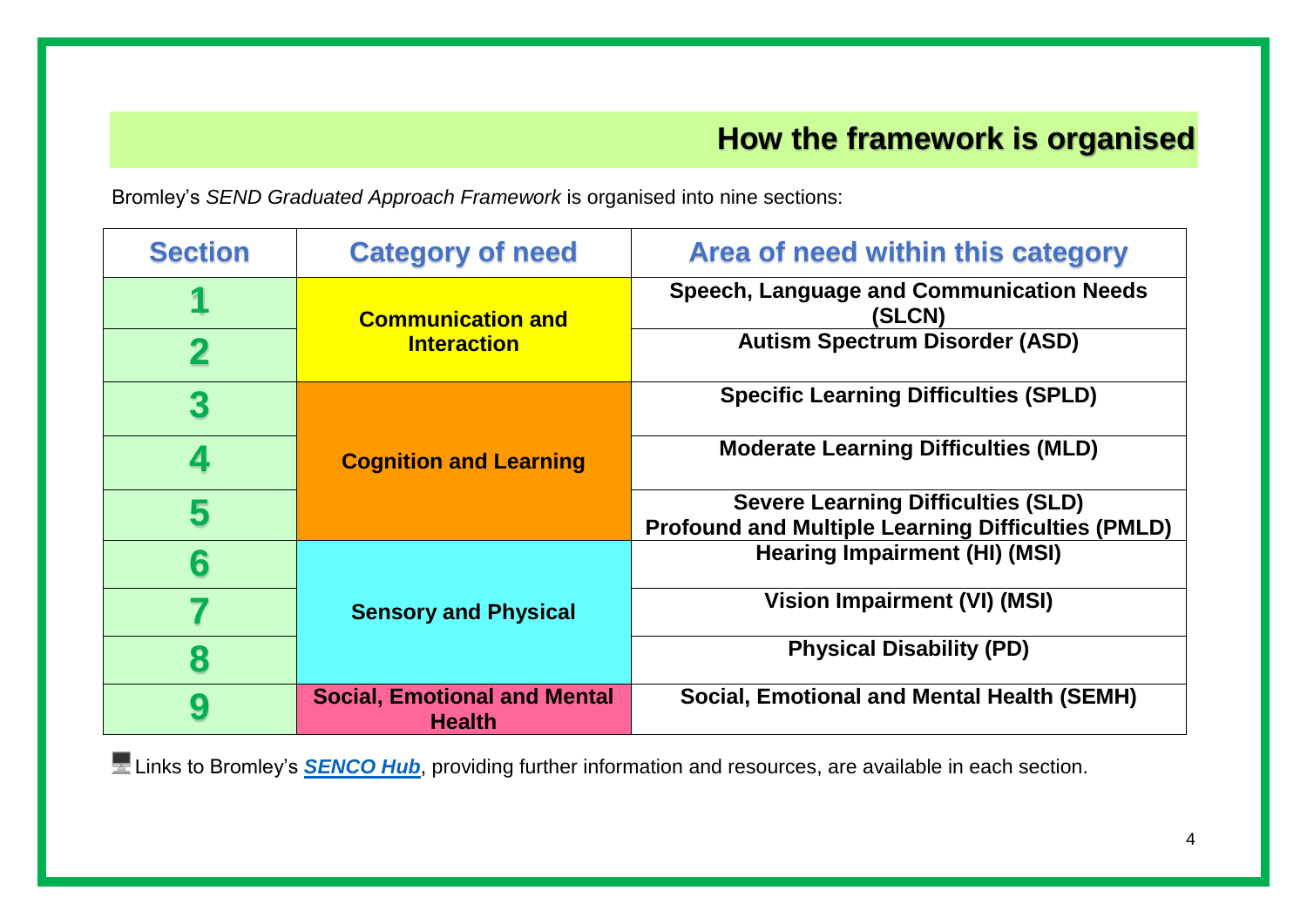## How the framework is organised

Bromley's *SEND Graduated Approach Framework* is organised into nine sections:

| Section | Category of need | Area of need within this category |
|---|---|---|
| 1 | Communication and Interaction | Speech, Language and Communication Needs (SLCN) |
| 2 | | Autism Spectrum Disorder (ASD) |
| 3 | Cognition and Learning | Specific Learning Difficulties (SPLD) |
| 4 | | Moderate Learning Difficulties (MLD) |
| 5 | | Severe Learning Difficulties (SLD)<br>Profound and Multiple Learning Difficulties (PMLD) |
| 6 | Sensory and Physical | Hearing Impairment (HI) (MSI) |
| 7 | | Vision Impairment (VI) (MSI) |
| 8 | | Physical Disability (PD) |
| 9 | Social, Emotional and Mental Health | Social, Emotional and Mental Health (SEMH) |

Links to Bromley's ***SENCO Hub***, providing further information and resources, are available in each section.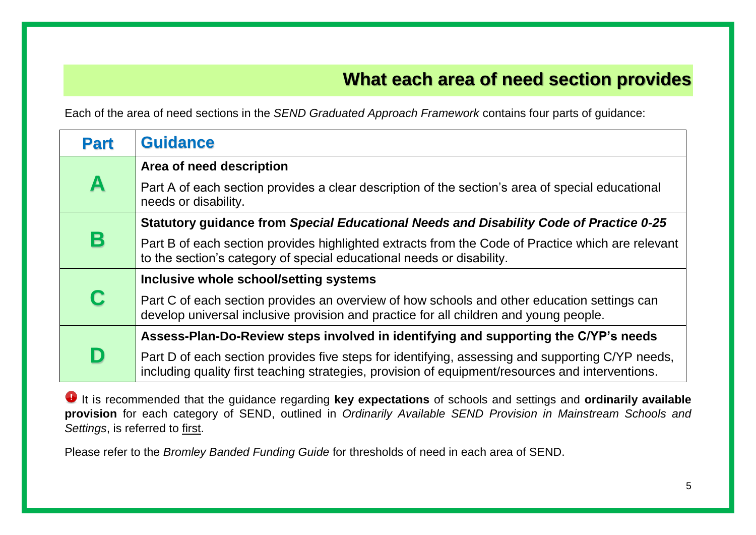## What each area of need section provides

Each of the area of need sections in the *SEND Graduated Approach Framework* contains four parts of guidance:

| Part | Guidance |
|---|---|
| **A** | **Area of need description**<br><br>Part A of each section provides a clear description of the section's area of special educational needs or disability. |
| **B** | **Statutory guidance from *Special Educational Needs and Disability Code of Practice 0-25***<br><br>Part B of each section provides highlighted extracts from the Code of Practice which are relevant to the section's category of special educational needs or disability. |
| **C** | **Inclusive whole school/setting systems**<br><br>Part C of each section provides an overview of how schools and other education settings can develop universal inclusive provision and practice for all children and young people. |
| **D** | **Assess-Plan-Do-Review steps involved in identifying and supporting the C/YP's needs**<br><br>Part D of each section provides five steps for identifying, assessing and supporting C/YP needs, including quality first teaching strategies, provision of equipment/resources and interventions. |

It is recommended that the guidance regarding **key expectations** of schools and settings and **ordinarily available provision** for each category of SEND, outlined in *Ordinarily Available SEND Provision in Mainstream Schools and Settings*, is referred to first.

Please refer to the *Bromley Banded Funding Guide* for thresholds of need in each area of SEND.